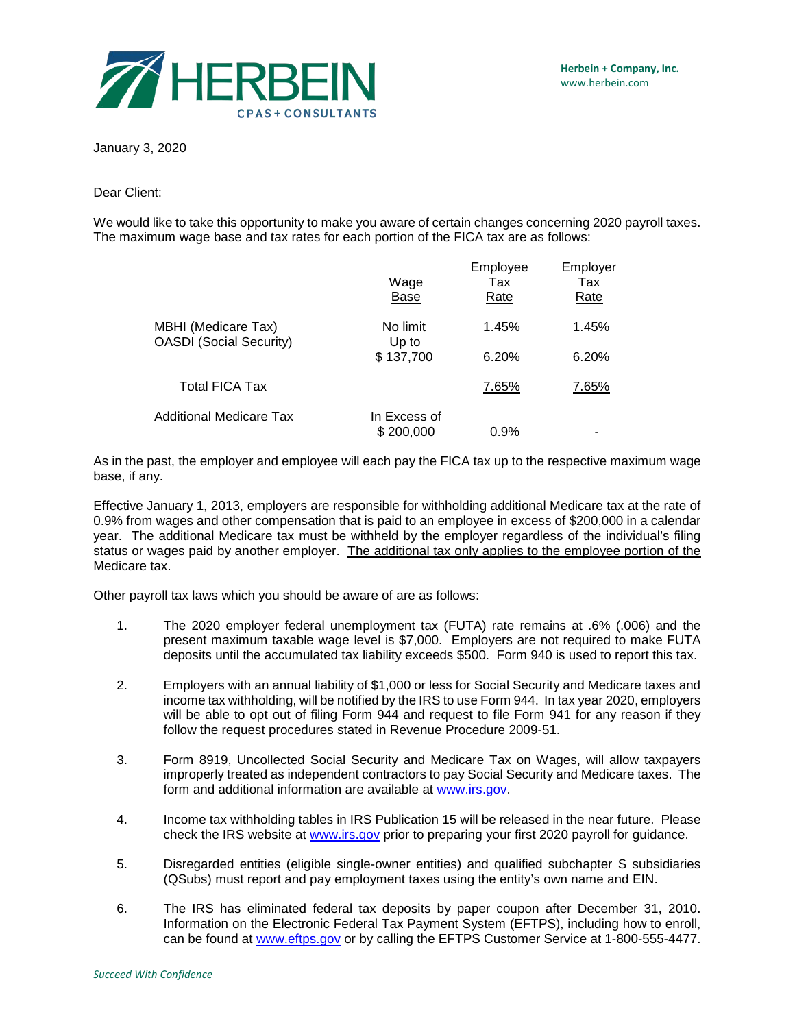HERBEIN
CPAS + CONSULTANTS

**Herbein + Company, Inc.**
www.herbein.com

January 3, 2020

Dear Client:

We would like to take this opportunity to make you aware of certain changes concerning 2020 payroll taxes. The maximum wage base and tax rates for each portion of the FICA tax are as follows:

| | Wage Base | Employee Tax Rate | Employer Tax Rate |
|---|---|---|---|
| MBHI (Medicare Tax) | No limit | 1.45% | 1.45% |
| OASDI (Social Security) | Up to $ 137,700 | 6.20% | 6.20% |
| Total FICA Tax | | 7.65% | 7.65% |
| Additional Medicare Tax | In Excess of $ 200,000 | 0.9% | - |

As in the past, the employer and employee will each pay the FICA tax up to the respective maximum wage base, if any.

Effective January 1, 2013, employers are responsible for withholding additional Medicare tax at the rate of 0.9% from wages and other compensation that is paid to an employee in excess of $200,000 in a calendar year. The additional Medicare tax must be withheld by the employer regardless of the individual's filing status or wages paid by another employer. The additional tax only applies to the employee portion of the Medicare tax.

Other payroll tax laws which you should be aware of are as follows:

1. The 2020 employer federal unemployment tax (FUTA) rate remains at .6% (.006) and the present maximum taxable wage level is $7,000. Employers are not required to make FUTA deposits until the accumulated tax liability exceeds $500. Form 940 is used to report this tax.

2. Employers with an annual liability of $1,000 or less for Social Security and Medicare taxes and income tax withholding, will be notified by the IRS to use Form 944. In tax year 2020, employers will be able to opt out of filing Form 944 and request to file Form 941 for any reason if they follow the request procedures stated in Revenue Procedure 2009-51.

3. Form 8919, Uncollected Social Security and Medicare Tax on Wages, will allow taxpayers improperly treated as independent contractors to pay Social Security and Medicare taxes. The form and additional information are available at www.irs.gov.

4. Income tax withholding tables in IRS Publication 15 will be released in the near future. Please check the IRS website at www.irs.gov prior to preparing your first 2020 payroll for guidance.

5. Disregarded entities (eligible single-owner entities) and qualified subchapter S subsidiaries (QSubs) must report and pay employment taxes using the entity's own name and EIN.

6. The IRS has eliminated federal tax deposits by paper coupon after December 31, 2010. Information on the Electronic Federal Tax Payment System (EFTPS), including how to enroll, can be found at www.eftps.gov or by calling the EFTPS Customer Service at 1-800-555-4477.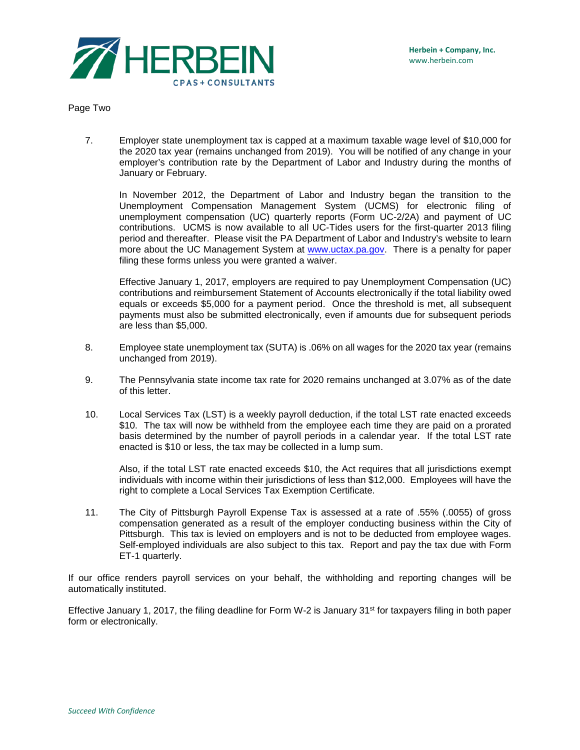Page Two

7. Employer state unemployment tax is capped at a maximum taxable wage level of $10,000 for the 2020 tax year (remains unchanged from 2019). You will be notified of any change in your employer's contribution rate by the Department of Labor and Industry during the months of January or February.

   In November 2012, the Department of Labor and Industry began the transition to the Unemployment Compensation Management System (UCMS) for electronic filing of unemployment compensation (UC) quarterly reports (Form UC-2/2A) and payment of UC contributions. UCMS is now available to all UC-Tides users for the first-quarter 2013 filing period and thereafter. Please visit the PA Department of Labor and Industry's website to learn more about the UC Management System at [www.uctax.pa.gov](http://www.uctax.pa.gov). There is a penalty for paper filing these forms unless you were granted a waiver.

   Effective January 1, 2017, employers are required to pay Unemployment Compensation (UC) contributions and reimbursement Statement of Accounts electronically if the total liability owed equals or exceeds $5,000 for a payment period. Once the threshold is met, all subsequent payments must also be submitted electronically, even if amounts due for subsequent periods are less than $5,000.

8. Employee state unemployment tax (SUTA) is .06% on all wages for the 2020 tax year (remains unchanged from 2019).

9. The Pennsylvania state income tax rate for 2020 remains unchanged at 3.07% as of the date of this letter.

10. Local Services Tax (LST) is a weekly payroll deduction, if the total LST rate enacted exceeds $10. The tax will now be withheld from the employee each time they are paid on a prorated basis determined by the number of payroll periods in a calendar year. If the total LST rate enacted is $10 or less, the tax may be collected in a lump sum.

    Also, if the total LST rate enacted exceeds $10, the Act requires that all jurisdictions exempt individuals with income within their jurisdictions of less than $12,000. Employees will have the right to complete a Local Services Tax Exemption Certificate.

11. The City of Pittsburgh Payroll Expense Tax is assessed at a rate of .55% (.0055) of gross compensation generated as a result of the employer conducting business within the City of Pittsburgh. This tax is levied on employers and is not to be deducted from employee wages. Self-employed individuals are also subject to this tax. Report and pay the tax due with Form ET-1 quarterly.

If our office renders payroll services on your behalf, the withholding and reporting changes will be automatically instituted.

Effective January 1, 2017, the filing deadline for Form W-2 is January 31st for taxpayers filing in both paper form or electronically.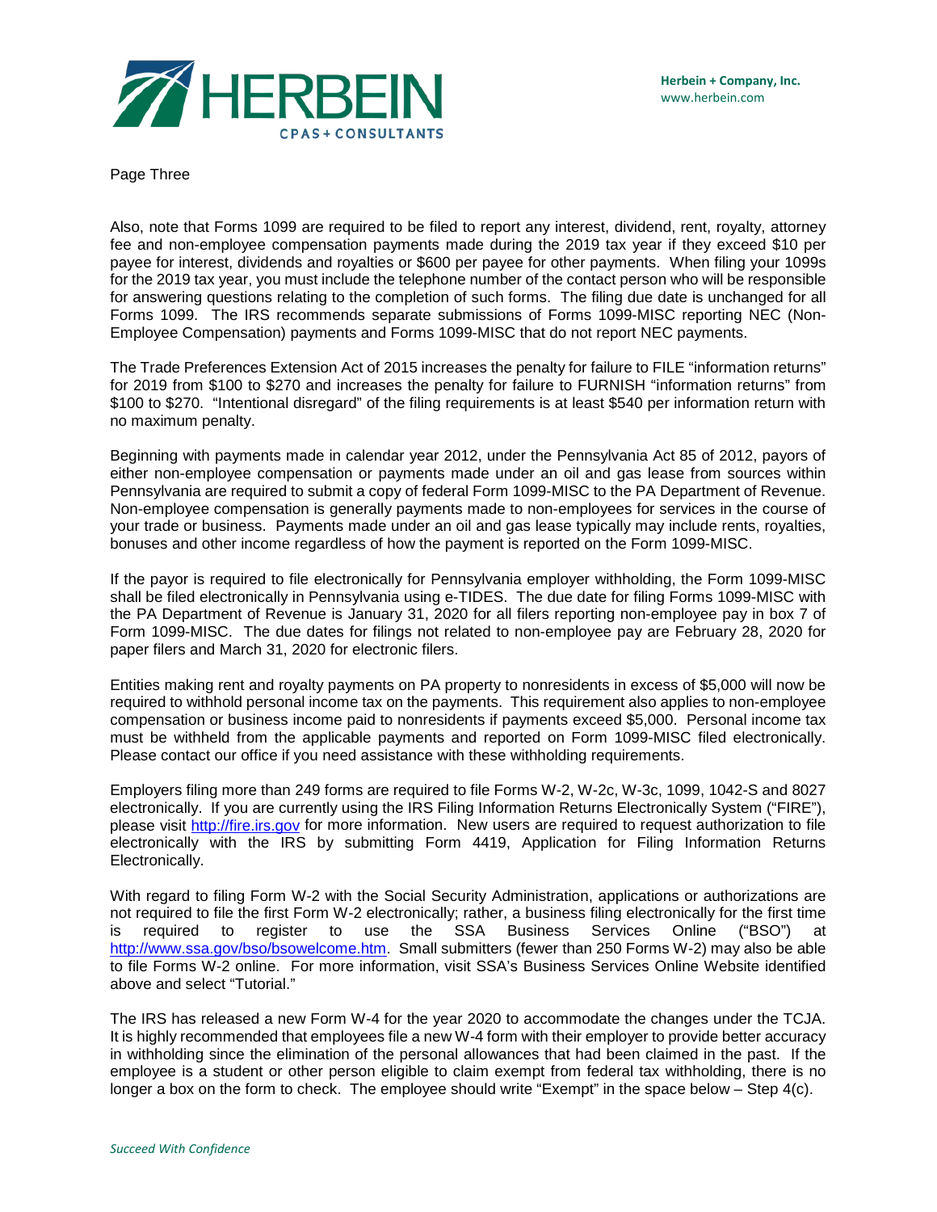Page Three

Also, note that Forms 1099 are required to be filed to report any interest, dividend, rent, royalty, attorney fee and non-employee compensation payments made during the 2019 tax year if they exceed $10 per payee for interest, dividends and royalties or $600 per payee for other payments. When filing your 1099s for the 2019 tax year, you must include the telephone number of the contact person who will be responsible for answering questions relating to the completion of such forms. The filing due date is unchanged for all Forms 1099. The IRS recommends separate submissions of Forms 1099-MISC reporting NEC (Non-Employee Compensation) payments and Forms 1099-MISC that do not report NEC payments.

The Trade Preferences Extension Act of 2015 increases the penalty for failure to FILE "information returns" for 2019 from $100 to $270 and increases the penalty for failure to FURNISH "information returns" from $100 to $270. "Intentional disregard" of the filing requirements is at least $540 per information return with no maximum penalty.

Beginning with payments made in calendar year 2012, under the Pennsylvania Act 85 of 2012, payors of either non-employee compensation or payments made under an oil and gas lease from sources within Pennsylvania are required to submit a copy of federal Form 1099-MISC to the PA Department of Revenue. Non-employee compensation is generally payments made to non-employees for services in the course of your trade or business. Payments made under an oil and gas lease typically may include rents, royalties, bonuses and other income regardless of how the payment is reported on the Form 1099-MISC.

If the payor is required to file electronically for Pennsylvania employer withholding, the Form 1099-MISC shall be filed electronically in Pennsylvania using e-TIDES. The due date for filing Forms 1099-MISC with the PA Department of Revenue is January 31, 2020 for all filers reporting non-employee pay in box 7 of Form 1099-MISC. The due dates for filings not related to non-employee pay are February 28, 2020 for paper filers and March 31, 2020 for electronic filers.

Entities making rent and royalty payments on PA property to nonresidents in excess of $5,000 will now be required to withhold personal income tax on the payments. This requirement also applies to non-employee compensation or business income paid to nonresidents if payments exceed $5,000. Personal income tax must be withheld from the applicable payments and reported on Form 1099-MISC filed electronically. Please contact our office if you need assistance with these withholding requirements.

Employers filing more than 249 forms are required to file Forms W-2, W-2c, W-3c, 1099, 1042-S and 8027 electronically. If you are currently using the IRS Filing Information Returns Electronically System ("FIRE"), please visit http://fire.irs.gov for more information. New users are required to request authorization to file electronically with the IRS by submitting Form 4419, Application for Filing Information Returns Electronically.

With regard to filing Form W-2 with the Social Security Administration, applications or authorizations are not required to file the first Form W-2 electronically; rather, a business filing electronically for the first time is required to register to use the SSA Business Services Online ("BSO") at http://www.ssa.gov/bso/bsowelcome.htm. Small submitters (fewer than 250 Forms W-2) may also be able to file Forms W-2 online. For more information, visit SSA's Business Services Online Website identified above and select "Tutorial."

The IRS has released a new Form W-4 for the year 2020 to accommodate the changes under the TCJA. It is highly recommended that employees file a new W-4 form with their employer to provide better accuracy in withholding since the elimination of the personal allowances that had been claimed in the past. If the employee is a student or other person eligible to claim exempt from federal tax withholding, there is no longer a box on the form to check. The employee should write "Exempt" in the space below – Step 4(c).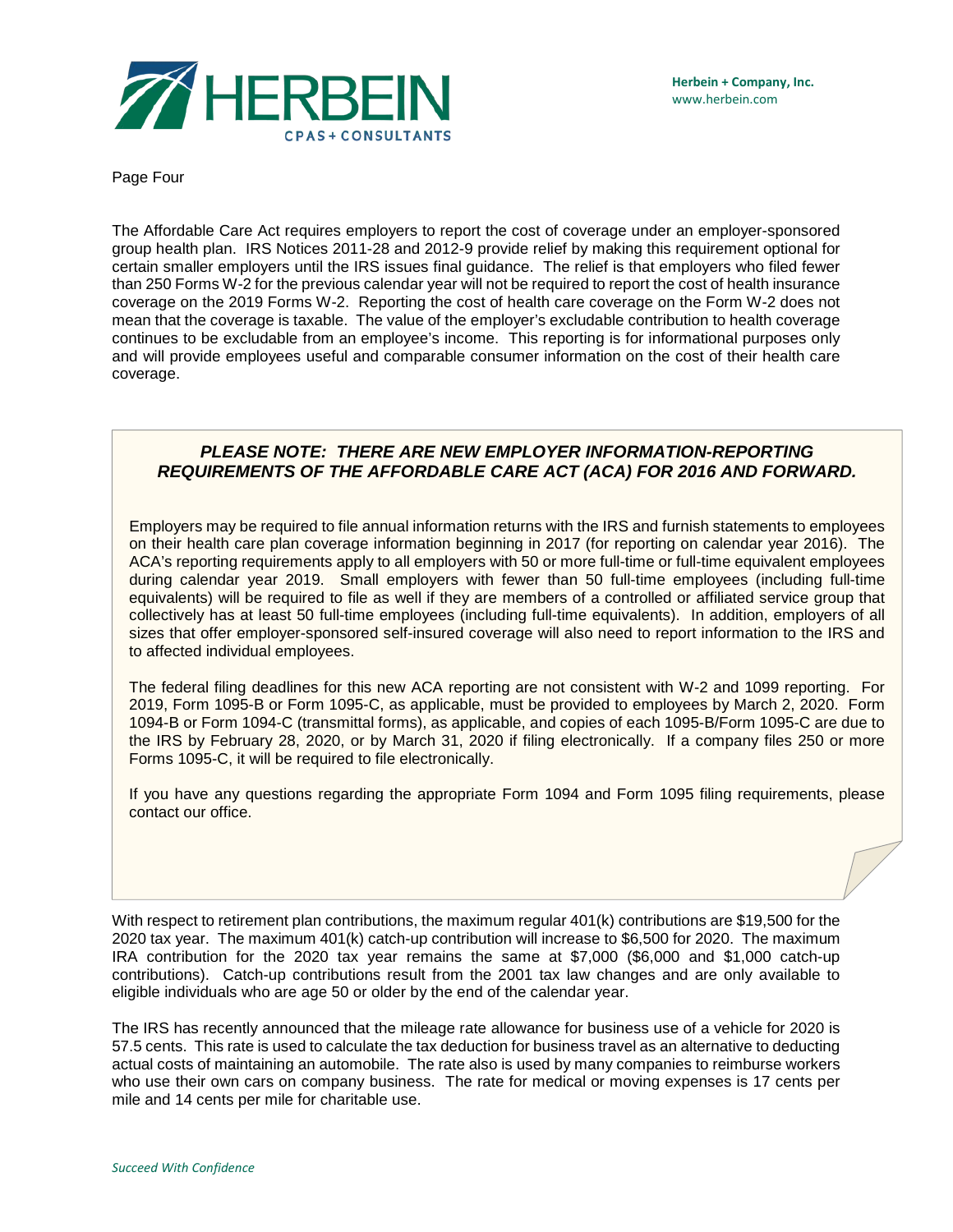Page Four

The Affordable Care Act requires employers to report the cost of coverage under an employer-sponsored group health plan. IRS Notices 2011-28 and 2012-9 provide relief by making this requirement optional for certain smaller employers until the IRS issues final guidance. The relief is that employers who filed fewer than 250 Forms W-2 for the previous calendar year will not be required to report the cost of health insurance coverage on the 2019 Forms W-2. Reporting the cost of health care coverage on the Form W-2 does not mean that the coverage is taxable. The value of the employer's excludable contribution to health coverage continues to be excludable from an employee's income. This reporting is for informational purposes only and will provide employees useful and comparable consumer information on the cost of their health care coverage.

***PLEASE NOTE: THERE ARE NEW EMPLOYER INFORMATION-REPORTING REQUIREMENTS OF THE AFFORDABLE CARE ACT (ACA) FOR 2016 AND FORWARD.***

Employers may be required to file annual information returns with the IRS and furnish statements to employees on their health care plan coverage information beginning in 2017 (for reporting on calendar year 2016). The ACA's reporting requirements apply to all employers with 50 or more full-time or full-time equivalent employees during calendar year 2019. Small employers with fewer than 50 full-time employees (including full-time equivalents) will be required to file as well if they are members of a controlled or affiliated service group that collectively has at least 50 full-time employees (including full-time equivalents). In addition, employers of all sizes that offer employer-sponsored self-insured coverage will also need to report information to the IRS and to affected individual employees.

The federal filing deadlines for this new ACA reporting are not consistent with W-2 and 1099 reporting. For 2019, Form 1095-B or Form 1095-C, as applicable, must be provided to employees by March 2, 2020. Form 1094-B or Form 1094-C (transmittal forms), as applicable, and copies of each 1095-B/Form 1095-C are due to the IRS by February 28, 2020, or by March 31, 2020 if filing electronically. If a company files 250 or more Forms 1095-C, it will be required to file electronically.

If you have any questions regarding the appropriate Form 1094 and Form 1095 filing requirements, please contact our office.

With respect to retirement plan contributions, the maximum regular 401(k) contributions are $19,500 for the 2020 tax year. The maximum 401(k) catch-up contribution will increase to $6,500 for 2020. The maximum IRA contribution for the 2020 tax year remains the same at $7,000 ($6,000 and $1,000 catch-up contributions). Catch-up contributions result from the 2001 tax law changes and are only available to eligible individuals who are age 50 or older by the end of the calendar year.

The IRS has recently announced that the mileage rate allowance for business use of a vehicle for 2020 is 57.5 cents. This rate is used to calculate the tax deduction for business travel as an alternative to deducting actual costs of maintaining an automobile. The rate also is used by many companies to reimburse workers who use their own cars on company business. The rate for medical or moving expenses is 17 cents per mile and 14 cents per mile for charitable use.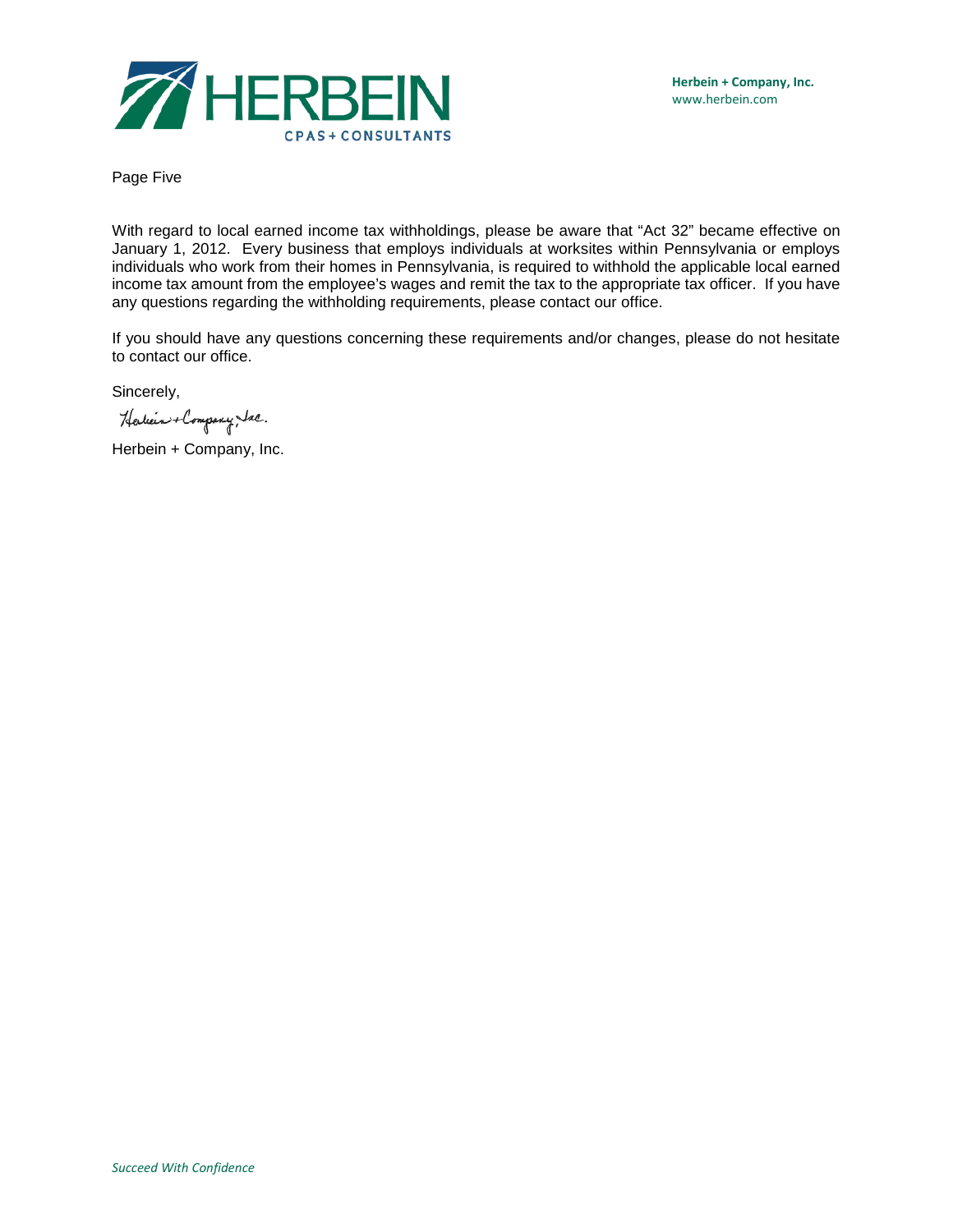Page Five

With regard to local earned income tax withholdings, please be aware that “Act 32” became effective on January 1, 2012. Every business that employs individuals at worksites within Pennsylvania or employs individuals who work from their homes in Pennsylvania, is required to withhold the applicable local earned income tax amount from the employee’s wages and remit the tax to the appropriate tax officer. If you have any questions regarding the withholding requirements, please contact our office.

If you should have any questions concerning these requirements and/or changes, please do not hesitate to contact our office.

Sincerely,

Herbein + Company, Inc.

Herbein + Company, Inc.